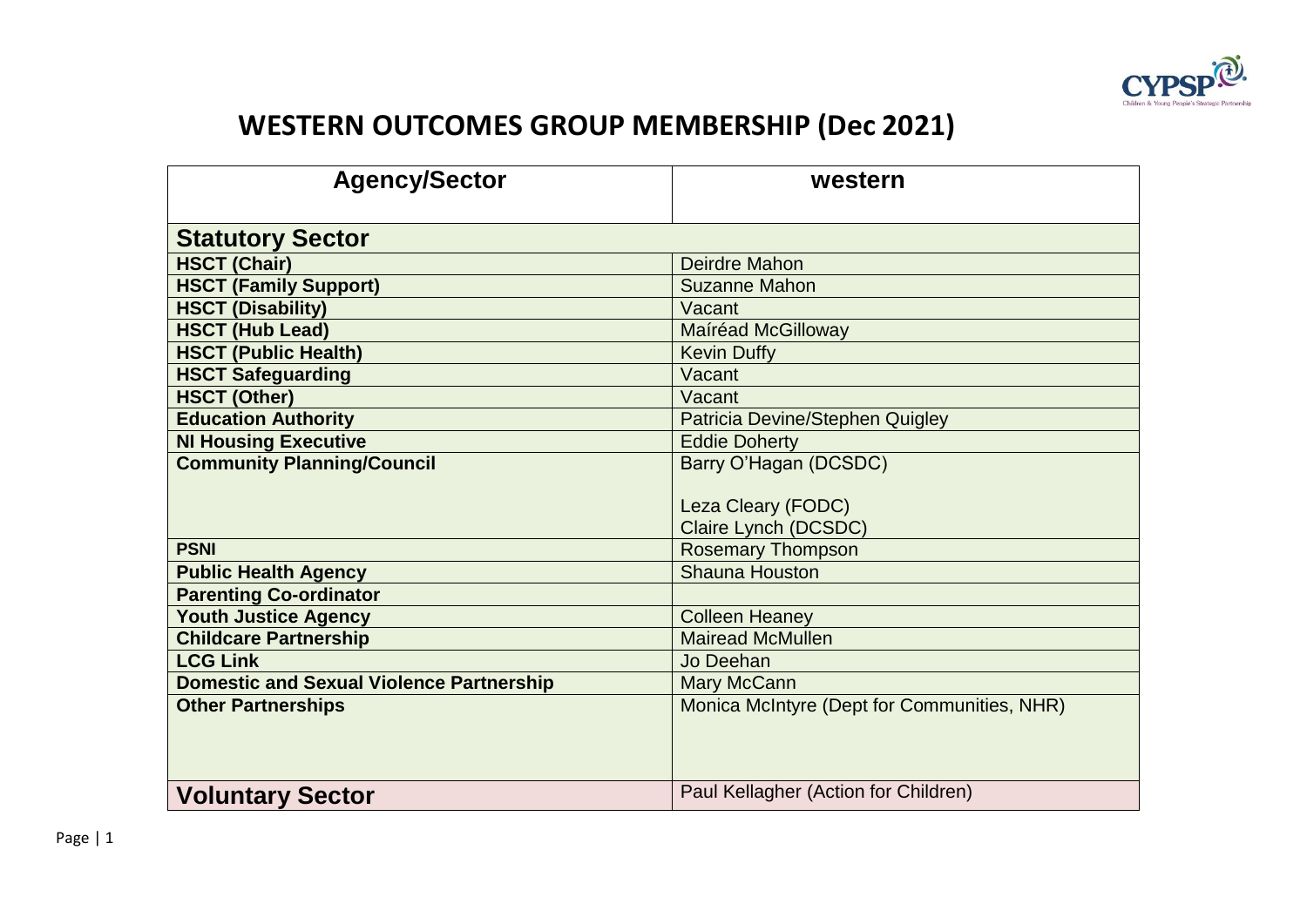# WESTERN OUTCOMES GROUP MEMBERSHIP (Dec 2021)

| Agency/Sector | western |
|---|---|
| **Statutory Sector** | |
| **HSCT (Chair)** | Deirdre Mahon |
| **HSCT (Family Support)** | Suzanne Mahon |
| **HSCT (Disability)** | Vacant |
| **HSCT (Hub Lead)** | Maíréad McGilloway |
| **HSCT (Public Health)** | Kevin Duffy |
| **HSCT Safeguarding** | Vacant |
| **HSCT (Other)** | Vacant |
| **Education Authority** | Patricia Devine/Stephen Quigley |
| **NI Housing Executive** | Eddie Doherty |
| **Community Planning/Council** | Barry O'Hagan (DCSDC)<br><br>Leza Cleary (FODC)<br>Claire Lynch (DCSDC) |
| **PSNI** | Rosemary Thompson |
| **Public Health Agency** | Shauna Houston |
| **Parenting Co-ordinator** | |
| **Youth Justice Agency** | Colleen Heaney |
| **Childcare Partnership** | Mairead McMullen |
| **LCG Link** | Jo Deehan |
| **Domestic and Sexual Violence Partnership** | Mary McCann |
| **Other Partnerships** | Monica McIntyre (Dept for Communities, NHR) |
| **Voluntary Sector** | Paul Kellagher (Action for Children) |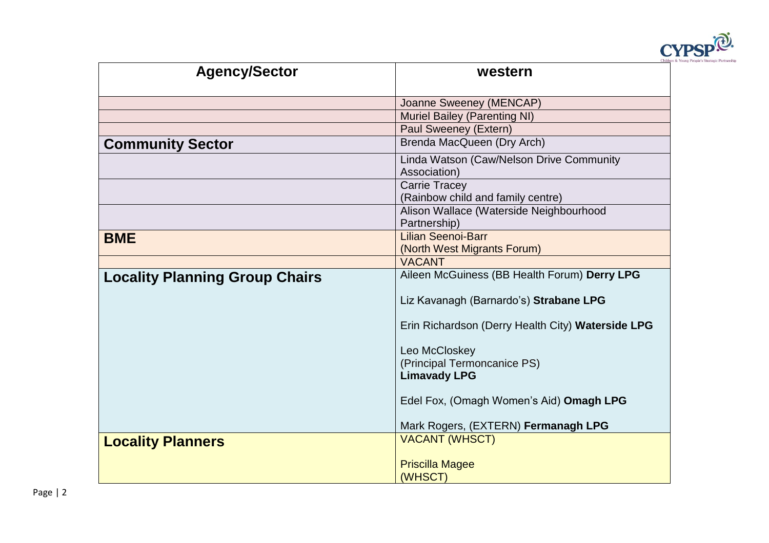| Agency/Sector | western |
|---|---|
| | Joanne Sweeney (MENCAP) |
| | Muriel Bailey (Parenting NI) |
| | Paul Sweeney (Extern) |
| **Community Sector** | Brenda MacQueen (Dry Arch) |
| | Linda Watson (Caw/Nelson Drive Community Association) |
| | Carrie Tracey (Rainbow child and family centre) |
| | Alison Wallace (Waterside Neighbourhood Partnership) |
| **BME** | Lilian Seenoi-Barr (North West Migrants Forum) |
| | VACANT |
| **Locality Planning Group Chairs** | Aileen McGuiness (BB Health Forum) **Derry LPG**<br><br>Liz Kavanagh (Barnardo's) **Strabane LPG**<br><br>Erin Richardson (Derry Health City) **Waterside LPG**<br><br>Leo McCloskey (Principal Termoncanice PS) **Limavady LPG**<br><br>Edel Fox, (Omagh Women's Aid) **Omagh LPG**<br><br>Mark Rogers, (EXTERN) **Fermanagh LPG** |
| **Locality Planners** | VACANT (WHSCT)<br><br>Priscilla Magee (WHSCT) |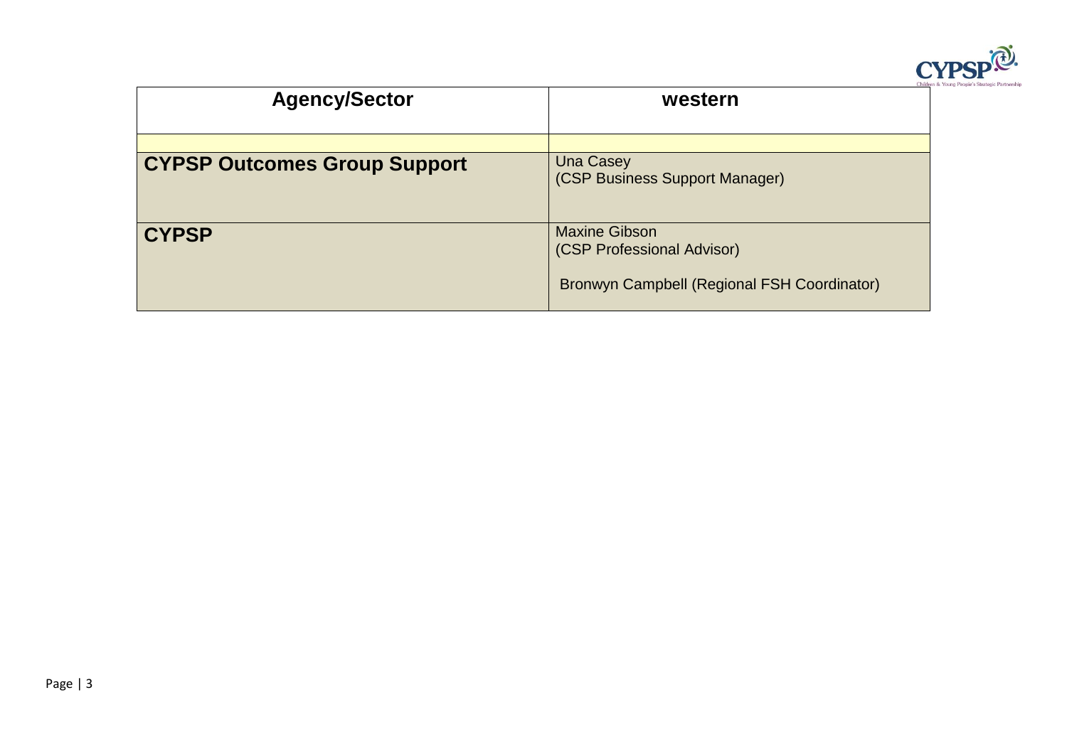| Agency/Sector | western |
| --- | --- |
| | |
| **CYPSP Outcomes Group Support** | Una Casey<br>(CSP Business Support Manager) |
| **CYPSP** | Maxine Gibson<br>(CSP Professional Advisor)<br><br>Bronwyn Campbell (Regional FSH Coordinator) |